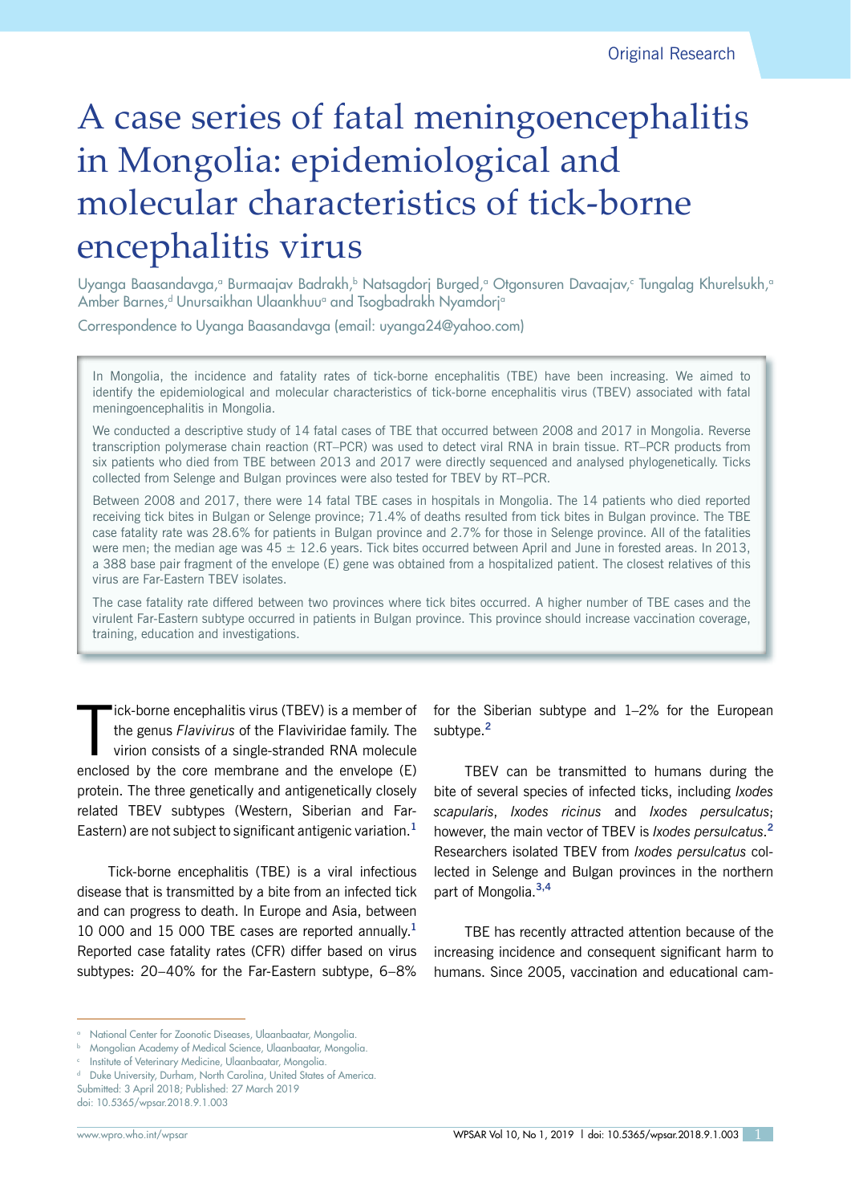Original Research

# A case series of fatal meningoencephalitis in Mongolia: epidemiological and molecular characteristics of tick-borne encephalitis virus

Uyanga Baasandavga,[a] Burmaajav Badrakh,[b] Natsagdorj Burged,[a] Otgonsuren Davaajav,[c] Tungalag Khurelsukh,[a] Amber Barnes,[d] Unursaikhan Ulaankhuu[a] and Tsogbadrakh Nyamdorj[a]

Correspondence to Uyanga Baasandavga (email: uyanga24@yahoo.com)

> In Mongolia, the incidence and fatality rates of tick-borne encephalitis (TBE) have been increasing. We aimed to identify the epidemiological and molecular characteristics of tick-borne encephalitis virus (TBEV) associated with fatal meningoencephalitis in Mongolia.
>
> We conducted a descriptive study of 14 fatal cases of TBE that occurred between 2008 and 2017 in Mongolia. Reverse transcription polymerase chain reaction (RT–PCR) was used to detect viral RNA in brain tissue. RT–PCR products from six patients who died from TBE between 2013 and 2017 were directly sequenced and analysed phylogenetically. Ticks collected from Selenge and Bulgan provinces were also tested for TBEV by RT–PCR.
>
> Between 2008 and 2017, there were 14 fatal TBE cases in hospitals in Mongolia. The 14 patients who died reported receiving tick bites in Bulgan or Selenge province; 71.4% of deaths resulted from tick bites in Bulgan province. The TBE case fatality rate was 28.6% for patients in Bulgan province and 2.7% for those in Selenge province. All of the fatalities were men; the median age was 45 ± 12.6 years. Tick bites occurred between April and June in forested areas. In 2013, a 388 base pair fragment of the envelope (E) gene was obtained from a hospitalized patient. The closest relatives of this virus are Far-Eastern TBEV isolates.
>
> The case fatality rate differed between two provinces where tick bites occurred. A higher number of TBE cases and the virulent Far-Eastern subtype occurred in patients in Bulgan province. This province should increase vaccination coverage, training, education and investigations.

Tick-borne encephalitis virus (TBEV) is a member of the genus *Flavivirus* of the Flaviviridae family. The virion consists of a single-stranded RNA molecule enclosed by the core membrane and the envelope (E) protein. The three genetically and antigenetically closely related TBEV subtypes (Western, Siberian and Far-Eastern) are not subject to significant antigenic variation.[1]

Tick-borne encephalitis (TBE) is a viral infectious disease that is transmitted by a bite from an infected tick and can progress to death. In Europe and Asia, between 10 000 and 15 000 TBE cases are reported annually.[1] Reported case fatality rates (CFR) differ based on virus subtypes: 20–40% for the Far-Eastern subtype, 6–8% for the Siberian subtype and 1–2% for the European subtype.[2]

TBEV can be transmitted to humans during the bite of several species of infected ticks, including *Ixodes scapularis*, *Ixodes ricinus* and *Ixodes persulcatus*; however, the main vector of TBEV is *Ixodes persulcatus*.[2] Researchers isolated TBEV from *Ixodes persulcatus* collected in Selenge and Bulgan provinces in the northern part of Mongolia.[3,4]

TBE has recently attracted attention because of the increasing incidence and consequent significant harm to humans. Since 2005, vaccination and educational cam-

---

[a] National Center for Zoonotic Diseases, Ulaanbaatar, Mongolia.
[b] Mongolian Academy of Medical Science, Ulaanbaatar, Mongolia.
[c] Institute of Veterinary Medicine, Ulaanbaatar, Mongolia.
[d] Duke University, Durham, North Carolina, United States of America.

Submitted: 3 April 2018; Published: 27 March 2019
doi: 10.5365/wpsar.2018.9.1.003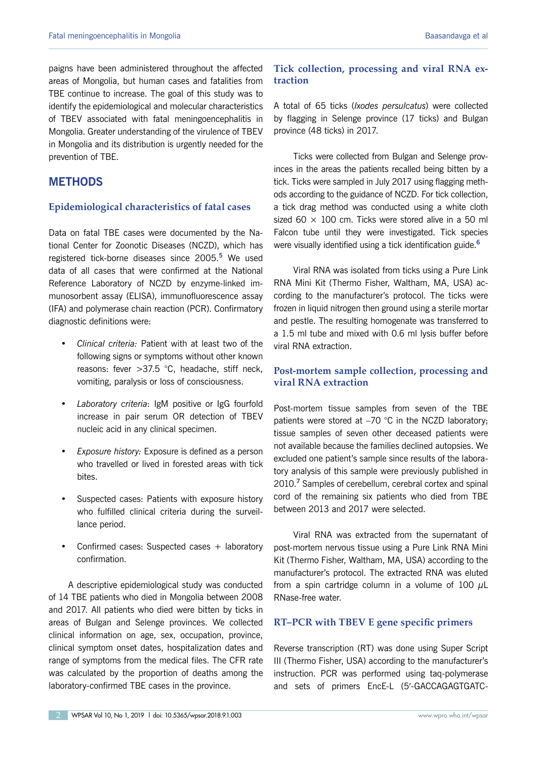paigns have been administered throughout the affected areas of Mongolia, but human cases and fatalities from TBE continue to increase. The goal of this study was to identify the epidemiological and molecular characteristics of TBEV associated with fatal meningoencephalitis in Mongolia. Greater understanding of the virulence of TBEV in Mongolia and its distribution is urgently needed for the prevention of TBE.

## METHODS

### Epidemiological characteristics of fatal cases

Data on fatal TBE cases were documented by the National Center for Zoonotic Diseases (NCZD), which has registered tick-borne diseases since 2005.[5] We used data of all cases that were confirmed at the National Reference Laboratory of NCZD by enzyme-linked immunosorbent assay (ELISA), immunofluorescence assay (IFA) and polymerase chain reaction (PCR). Confirmatory diagnostic definitions were:

- *Clinical criteria:* Patient with at least two of the following signs or symptoms without other known reasons: fever >37.5 °C, headache, stiff neck, vomiting, paralysis or loss of consciousness.
- *Laboratory criteria*: IgM positive or IgG fourfold increase in pair serum OR detection of TBEV nucleic acid in any clinical specimen.
- *Exposure history:* Exposure is defined as a person who travelled or lived in forested areas with tick bites.
- Suspected cases: Patients with exposure history who fulfilled clinical criteria during the surveillance period.
- Confirmed cases: Suspected cases + laboratory confirmation.

A descriptive epidemiological study was conducted of 14 TBE patients who died in Mongolia between 2008 and 2017. All patients who died were bitten by ticks in areas of Bulgan and Selenge provinces. We collected clinical information on age, sex, occupation, province, clinical symptom onset dates, hospitalization dates and range of symptoms from the medical files. The CFR rate was calculated by the proportion of deaths among the laboratory-confirmed TBE cases in the province.

### Tick collection, processing and viral RNA extraction

A total of 65 ticks (*Ixodes persulcatus*) were collected by flagging in Selenge province (17 ticks) and Bulgan province (48 ticks) in 2017.

Ticks were collected from Bulgan and Selenge provinces in the areas the patients recalled being bitten by a tick. Ticks were sampled in July 2017 using flagging methods according to the guidance of NCZD. For tick collection, a tick drag method was conducted using a white cloth sized 60 × 100 cm. Ticks were stored alive in a 50 ml Falcon tube until they were investigated. Tick species were visually identified using a tick identification guide.[6]

Viral RNA was isolated from ticks using a Pure Link RNA Mini Kit (Thermo Fisher, Waltham, MA, USA) according to the manufacturer's protocol. The ticks were frozen in liquid nitrogen then ground using a sterile mortar and pestle. The resulting homogenate was transferred to a 1.5 ml tube and mixed with 0.6 ml lysis buffer before viral RNA extraction.

### Post-mortem sample collection, processing and viral RNA extraction

Post-mortem tissue samples from seven of the TBE patients were stored at –70 °C in the NCZD laboratory; tissue samples of seven other deceased patients were not available because the families declined autopsies. We excluded one patient's sample since results of the laboratory analysis of this sample were previously published in 2010.[7] Samples of cerebellum, cerebral cortex and spinal cord of the remaining six patients who died from TBE between 2013 and 2017 were selected.

Viral RNA was extracted from the supernatant of post-mortem nervous tissue using a Pure Link RNA Mini Kit (Thermo Fisher, Waltham, MA, USA) according to the manufacturer's protocol. The extracted RNA was eluted from a spin cartridge column in a volume of 100 $\mu$L RNase-free water.

### RT–PCR with TBEV E gene specific primers

Reverse transcription (RT) was done using Super Script III (Thermo Fisher, USA) according to the manufacturer's instruction. PCR was performed using taq-polymerase and sets of primers EncE-L (5′-GACCAGAGTGATC-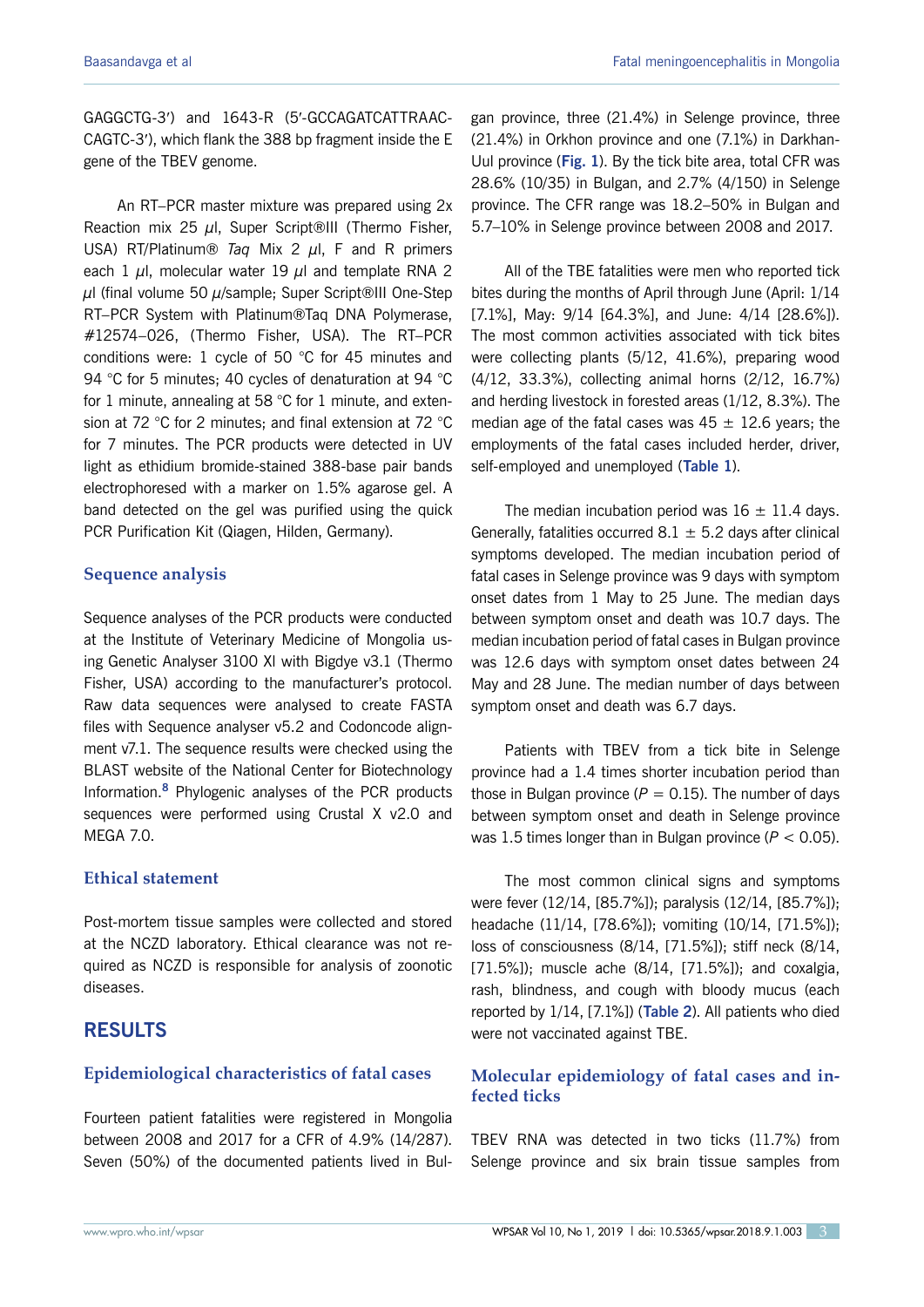GAGGCTG-3′) and 1643-R (5′-GCCAGATCATTRAAC-CAGTC-3′), which flank the 388 bp fragment inside the E gene of the TBEV genome.

An RT–PCR master mixture was prepared using 2x Reaction mix 25 $\mu$l, Super Script®III (Thermo Fisher, USA) RT/Platinum® *Taq* Mix 2 $\mu$l, F and R primers each 1 $\mu$l, molecular water 19 $\mu$l and template RNA 2 $\mu$l (final volume 50 $\mu$/sample; Super Script®III One-Step RT–PCR System with Platinum®Taq DNA Polymerase, #12574–026, (Thermo Fisher, USA). The RT–PCR conditions were: 1 cycle of 50 °C for 45 minutes and 94 °C for 5 minutes; 40 cycles of denaturation at 94 °C for 1 minute, annealing at 58 °C for 1 minute, and extension at 72 °C for 2 minutes; and final extension at 72 °C for 7 minutes. The PCR products were detected in UV light as ethidium bromide-stained 388-base pair bands electrophoresed with a marker on 1.5% agarose gel. A band detected on the gel was purified using the quick PCR Purification Kit (Qiagen, Hilden, Germany).

### Sequence analysis

Sequence analyses of the PCR products were conducted at the Institute of Veterinary Medicine of Mongolia using Genetic Analyser 3100 XI with Bigdye v3.1 (Thermo Fisher, USA) according to the manufacturer's protocol. Raw data sequences were analysed to create FASTA files with Sequence analyser v5.2 and Codoncode alignment v7.1. The sequence results were checked using the BLAST website of the National Center for Biotechnology Information.[8] Phylogenic analyses of the PCR products sequences were performed using Crustal X v2.0 and MEGA 7.0.

### Ethical statement

Post-mortem tissue samples were collected and stored at the NCZD laboratory. Ethical clearance was not required as NCZD is responsible for analysis of zoonotic diseases.

## RESULTS

### Epidemiological characteristics of fatal cases

Fourteen patient fatalities were registered in Mongolia between 2008 and 2017 for a CFR of 4.9% (14/287). Seven (50%) of the documented patients lived in Bulgan province, three (21.4%) in Selenge province, three (21.4%) in Orkhon province and one (7.1%) in Darkhan-Uul province (**Fig. 1**). By the tick bite area, total CFR was 28.6% (10/35) in Bulgan, and 2.7% (4/150) in Selenge province. The CFR range was 18.2–50% in Bulgan and 5.7–10% in Selenge province between 2008 and 2017.

All of the TBE fatalities were men who reported tick bites during the months of April through June (April: 1/14 [7.1%], May: 9/14 [64.3%], and June: 4/14 [28.6%]). The most common activities associated with tick bites were collecting plants (5/12, 41.6%), preparing wood (4/12, 33.3%), collecting animal horns (2/12, 16.7%) and herding livestock in forested areas (1/12, 8.3%). The median age of the fatal cases was 45 ± 12.6 years; the employments of the fatal cases included herder, driver, self-employed and unemployed (**Table 1**).

The median incubation period was 16 ± 11.4 days. Generally, fatalities occurred 8.1 ± 5.2 days after clinical symptoms developed. The median incubation period of fatal cases in Selenge province was 9 days with symptom onset dates from 1 May to 25 June. The median days between symptom onset and death was 10.7 days. The median incubation period of fatal cases in Bulgan province was 12.6 days with symptom onset dates between 24 May and 28 June. The median number of days between symptom onset and death was 6.7 days.

Patients with TBEV from a tick bite in Selenge province had a 1.4 times shorter incubation period than those in Bulgan province ($P = 0.15$). The number of days between symptom onset and death in Selenge province was 1.5 times longer than in Bulgan province ($P < 0.05$).

The most common clinical signs and symptoms were fever (12/14, [85.7%]); paralysis (12/14, [85.7%]); headache (11/14, [78.6%]); vomiting (10/14, [71.5%]); loss of consciousness (8/14, [71.5%]); stiff neck (8/14, [71.5%]); muscle ache (8/14, [71.5%]); and coxalgia, rash, blindness, and cough with bloody mucus (each reported by 1/14, [7.1%]) (**Table 2**). All patients who died were not vaccinated against TBE.

### Molecular epidemiology of fatal cases and infected ticks

TBEV RNA was detected in two ticks (11.7%) from Selenge province and six brain tissue samples from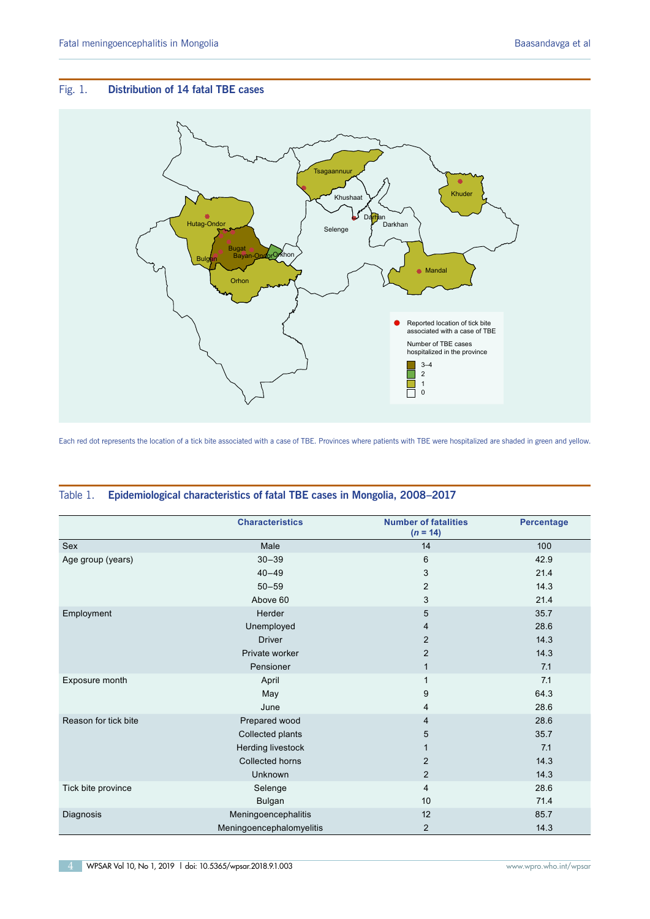Fig. 1. **Distribution of 14 fatal TBE cases**

Each red dot represents the location of a tick bite associated with a case of TBE. Provinces where patients with TBE were hospitalized are shaded in green and yellow.

Table 1. **Epidemiological characteristics of fatal TBE cases in Mongolia, 2008–2017**

| | Characteristics | Number of fatalities (*n* = 14) | Percentage |
|---|---|---|---|
| Sex | Male | 14 | 100 |
| Age group (years) | 30–39 | 6 | 42.9 |
| | 40–49 | 3 | 21.4 |
| | 50–59 | 2 | 14.3 |
| | Above 60 | 3 | 21.4 |
| Employment | Herder | 5 | 35.7 |
| | Unemployed | 4 | 28.6 |
| | Driver | 2 | 14.3 |
| | Private worker | 2 | 14.3 |
| | Pensioner | 1 | 7.1 |
| Exposure month | April | 1 | 7.1 |
| | May | 9 | 64.3 |
| | June | 4 | 28.6 |
| Reason for tick bite | Prepared wood | 4 | 28.6 |
| | Collected plants | 5 | 35.7 |
| | Herding livestock | 1 | 7.1 |
| | Collected horns | 2 | 14.3 |
| | Unknown | 2 | 14.3 |
| Tick bite province | Selenge | 4 | 28.6 |
| | Bulgan | 10 | 71.4 |
| Diagnosis | Meningoencephalitis | 12 | 85.7 |
| | Meningoencephalomyelitis | 2 | 14.3 |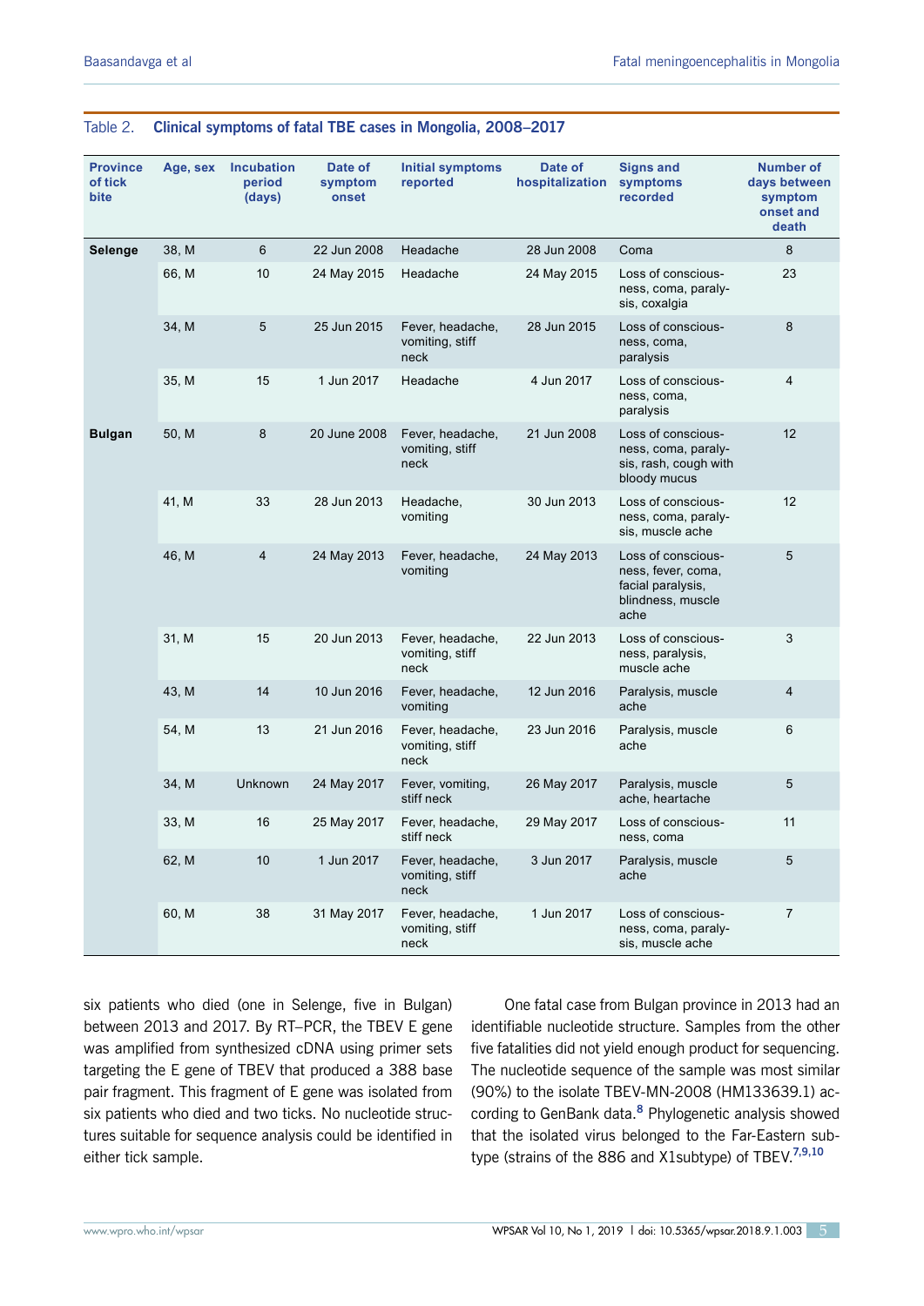Table 2. **Clinical symptoms of fatal TBE cases in Mongolia, 2008–2017**

| Province of tick bite | Age, sex | Incubation period (days) | Date of symptom onset | Initial symptoms reported | Date of hospitalization | Signs and symptoms recorded | Number of days between symptom onset and death |
|---|---|---|---|---|---|---|---|
| **Selenge** | 38, M | 6 | 22 Jun 2008 | Headache | 28 Jun 2008 | Coma | 8 |
| | 66, M | 10 | 24 May 2015 | Headache | 24 May 2015 | Loss of consciousness, coma, paralysis, coxalgia | 23 |
| | 34, M | 5 | 25 Jun 2015 | Fever, headache, vomiting, stiff neck | 28 Jun 2015 | Loss of consciousness, coma, paralysis | 8 |
| | 35, M | 15 | 1 Jun 2017 | Headache | 4 Jun 2017 | Loss of consciousness, coma, paralysis | 4 |
| **Bulgan** | 50, M | 8 | 20 June 2008 | Fever, headache, vomiting, stiff neck | 21 Jun 2008 | Loss of consciousness, coma, paralysis, rash, cough with bloody mucus | 12 |
| | 41, M | 33 | 28 Jun 2013 | Headache, vomiting | 30 Jun 2013 | Loss of consciousness, coma, paralysis, muscle ache | 12 |
| | 46, M | 4 | 24 May 2013 | Fever, headache, vomiting | 24 May 2013 | Loss of consciousness, fever, coma, facial paralysis, blindness, muscle ache | 5 |
| | 31, M | 15 | 20 Jun 2013 | Fever, headache, vomiting, stiff neck | 22 Jun 2013 | Loss of consciousness, paralysis, muscle ache | 3 |
| | 43, M | 14 | 10 Jun 2016 | Fever, headache, vomiting | 12 Jun 2016 | Paralysis, muscle ache | 4 |
| | 54, M | 13 | 21 Jun 2016 | Fever, headache, vomiting, stiff neck | 23 Jun 2016 | Paralysis, muscle ache | 6 |
| | 34, M | Unknown | 24 May 2017 | Fever, vomiting, stiff neck | 26 May 2017 | Paralysis, muscle ache, heartache | 5 |
| | 33, M | 16 | 25 May 2017 | Fever, headache, stiff neck | 29 May 2017 | Loss of consciousness, coma | 11 |
| | 62, M | 10 | 1 Jun 2017 | Fever, headache, vomiting, stiff neck | 3 Jun 2017 | Paralysis, muscle ache | 5 |
| | 60, M | 38 | 31 May 2017 | Fever, headache, vomiting, stiff neck | 1 Jun 2017 | Loss of consciousness, coma, paralysis, muscle ache | 7 |

six patients who died (one in Selenge, five in Bulgan) between 2013 and 2017. By RT–PCR, the TBEV E gene was amplified from synthesized cDNA using primer sets targeting the E gene of TBEV that produced a 388 base pair fragment. This fragment of E gene was isolated from six patients who died and two ticks. No nucleotide structures suitable for sequence analysis could be identified in either tick sample.

One fatal case from Bulgan province in 2013 had an identifiable nucleotide structure. Samples from the other five fatalities did not yield enough product for sequencing. The nucleotide sequence of the sample was most similar (90%) to the isolate TBEV-MN-2008 (HM133639.1) according to GenBank data.[8] Phylogenetic analysis showed that the isolated virus belonged to the Far-Eastern subtype (strains of the 886 and X1subtype) of TBEV.[7,9,10]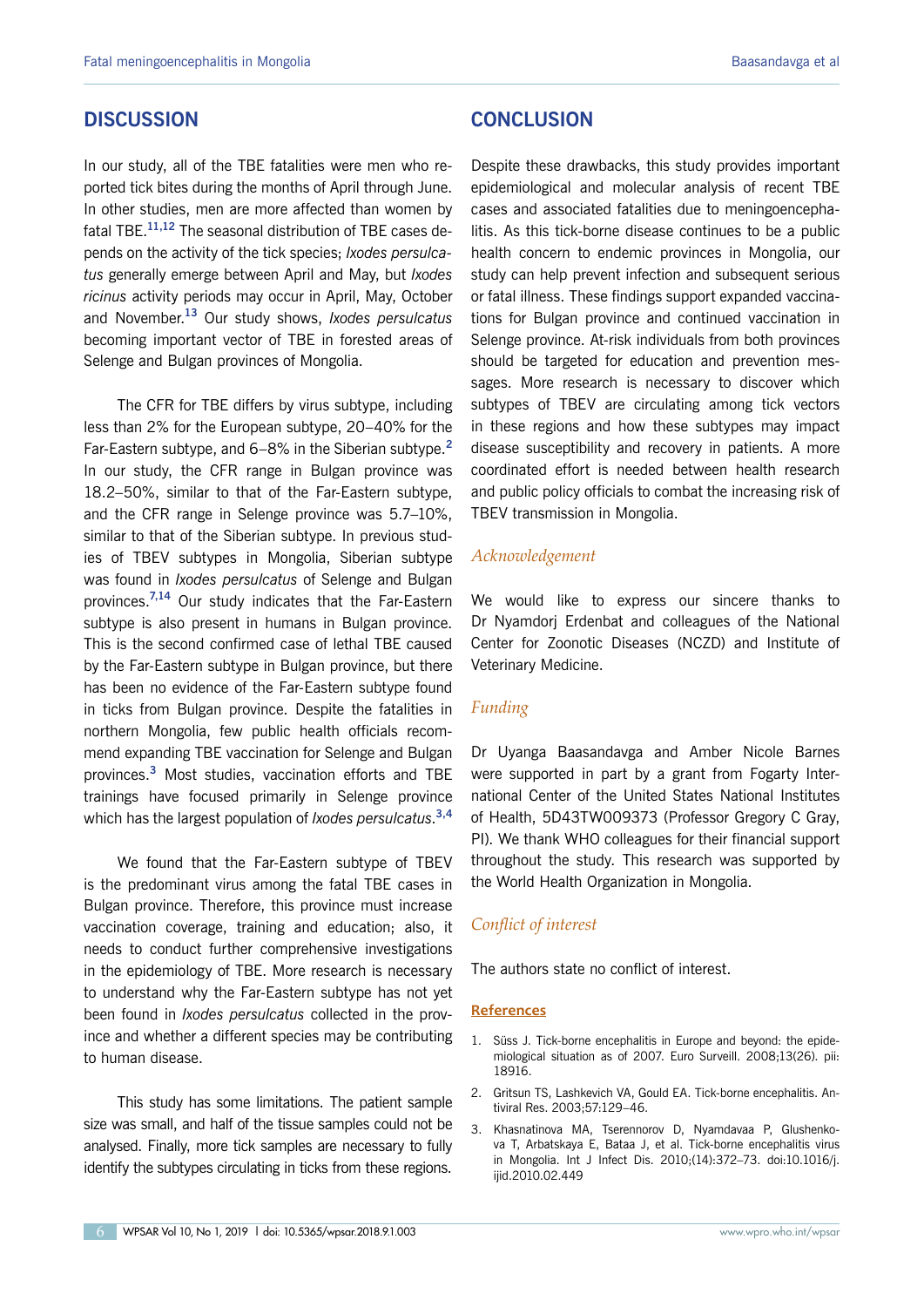## DISCUSSION

In our study, all of the TBE fatalities were men who reported tick bites during the months of April through June. In other studies, men are more affected than women by fatal TBE.[11,12] The seasonal distribution of TBE cases depends on the activity of the tick species; *Ixodes persulcatus* generally emerge between April and May, but *Ixodes ricinus* activity periods may occur in April, May, October and November.[13] Our study shows, *Ixodes persulcatus* becoming important vector of TBE in forested areas of Selenge and Bulgan provinces of Mongolia.

The CFR for TBE differs by virus subtype, including less than 2% for the European subtype, 20–40% for the Far-Eastern subtype, and 6–8% in the Siberian subtype.[2] In our study, the CFR range in Bulgan province was 18.2–50%, similar to that of the Far-Eastern subtype, and the CFR range in Selenge province was 5.7–10%, similar to that of the Siberian subtype. In previous studies of TBEV subtypes in Mongolia, Siberian subtype was found in *Ixodes persulcatus* of Selenge and Bulgan provinces.[7,14] Our study indicates that the Far-Eastern subtype is also present in humans in Bulgan province. This is the second confirmed case of lethal TBE caused by the Far-Eastern subtype in Bulgan province, but there has been no evidence of the Far-Eastern subtype found in ticks from Bulgan province. Despite the fatalities in northern Mongolia, few public health officials recommend expanding TBE vaccination for Selenge and Bulgan provinces.[3] Most studies, vaccination efforts and TBE trainings have focused primarily in Selenge province which has the largest population of *Ixodes persulcatus*.[3,4]

We found that the Far-Eastern subtype of TBEV is the predominant virus among the fatal TBE cases in Bulgan province. Therefore, this province must increase vaccination coverage, training and education; also, it needs to conduct further comprehensive investigations in the epidemiology of TBE. More research is necessary to understand why the Far-Eastern subtype has not yet been found in *Ixodes persulcatus* collected in the province and whether a different species may be contributing to human disease.

This study has some limitations. The patient sample size was small, and half of the tissue samples could not be analysed. Finally, more tick samples are necessary to fully identify the subtypes circulating in ticks from these regions.

## CONCLUSION

Despite these drawbacks, this study provides important epidemiological and molecular analysis of recent TBE cases and associated fatalities due to meningoencephalitis. As this tick-borne disease continues to be a public health concern to endemic provinces in Mongolia, our study can help prevent infection and subsequent serious or fatal illness. These findings support expanded vaccinations for Bulgan province and continued vaccination in Selenge province. At-risk individuals from both provinces should be targeted for education and prevention messages. More research is necessary to discover which subtypes of TBEV are circulating among tick vectors in these regions and how these subtypes may impact disease susceptibility and recovery in patients. A more coordinated effort is needed between health research and public policy officials to combat the increasing risk of TBEV transmission in Mongolia.

### *Acknowledgement*

We would like to express our sincere thanks to Dr Nyamdorj Erdenbat and colleagues of the National Center for Zoonotic Diseases (NCZD) and Institute of Veterinary Medicine.

### *Funding*

Dr Uyanga Baasandavga and Amber Nicole Barnes were supported in part by a grant from Fogarty International Center of the United States National Institutes of Health, 5D43TW009373 (Professor Gregory C Gray, PI). We thank WHO colleagues for their financial support throughout the study. This research was supported by the World Health Organization in Mongolia.

### *Conflict of interest*

The authors state no conflict of interest.

### References

1. Süss J. Tick-borne encephalitis in Europe and beyond: the epidemiological situation as of 2007. Euro Surveill. 2008;13(26). pii: 18916.
2. Gritsun TS, Lashkevich VA, Gould EA. Tick-borne encephalitis. Antiviral Res. 2003;57:129–46.
3. Khasnatinova MA, Tserennorov D, Nyamdavaa P, Glushenkova T, Arbatskaya E, Bataa J, et al. Tick-borne encephalitis virus in Mongolia. Int J Infect Dis. 2010;(14):372–73. doi:10.1016/j.ijid.2010.02.449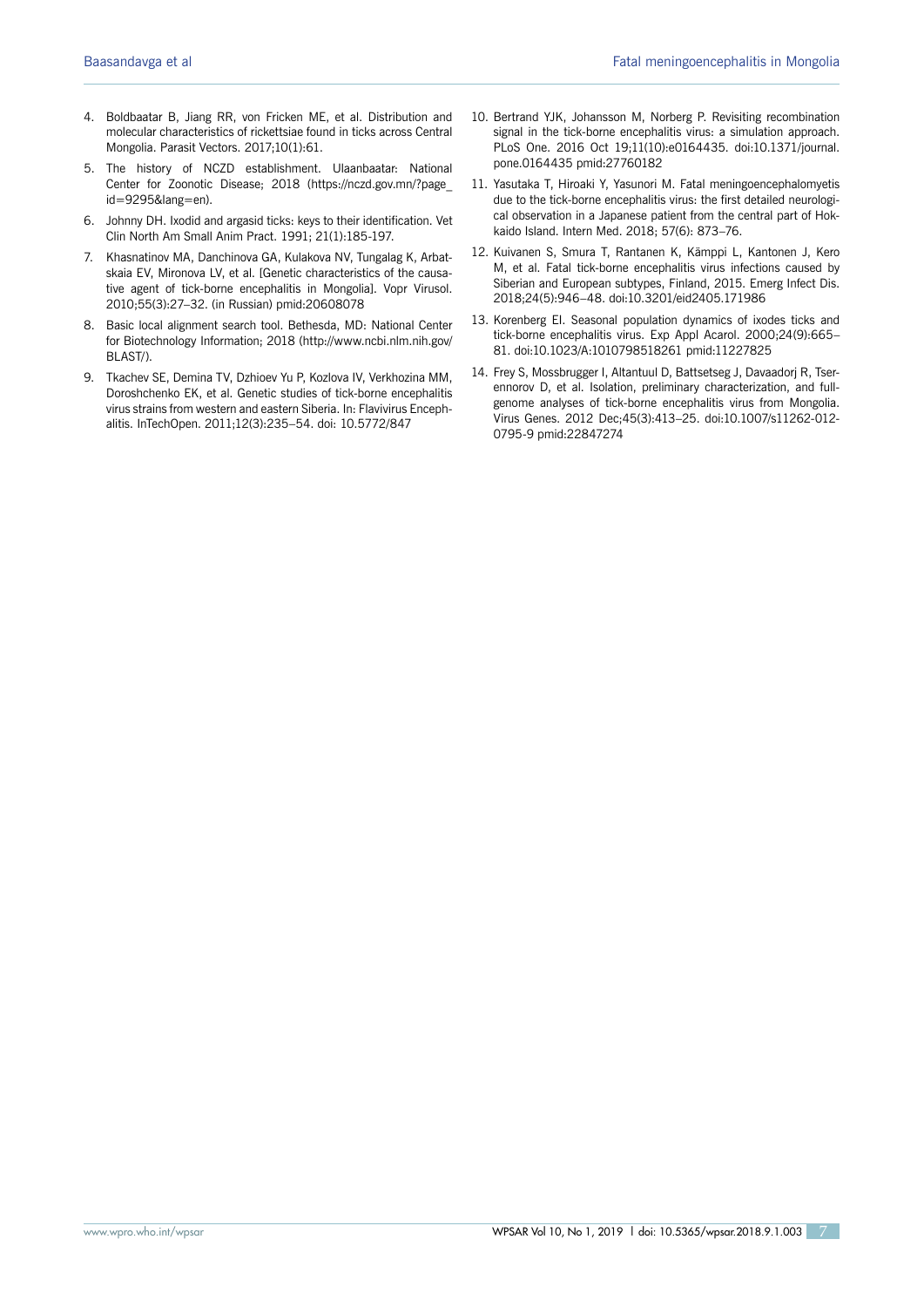4. Boldbaatar B, Jiang RR, von Fricken ME, et al. Distribution and molecular characteristics of rickettsiae found in ticks across Central Mongolia. Parasit Vectors. 2017;10(1):61.
5. The history of NCZD establishment. Ulaanbaatar: National Center for Zoonotic Disease; 2018 (https://nczd.gov.mn/?page_id=9295&lang=en).
6. Johnny DH. Ixodid and argasid ticks: keys to their identification. Vet Clin North Am Small Anim Pract. 1991; 21(1):185-197.
7. Khasnatinov MA, Danchinova GA, Kulakova NV, Tungalag K, Arbatskaia EV, Mironova LV, et al. [Genetic characteristics of the causative agent of tick-borne encephalitis in Mongolia]. Vopr Virusol. 2010;55(3):27–32. (in Russian) pmid:20608078
8. Basic local alignment search tool. Bethesda, MD: National Center for Biotechnology Information; 2018 (http://www.ncbi.nlm.nih.gov/BLAST/).
9. Tkachev SE, Demina TV, Dzhioev Yu P, Kozlova IV, Verkhozina MM, Doroshchenko EK, et al. Genetic studies of tick-borne encephalitis virus strains from western and eastern Siberia. In: Flavivirus Encephalitis. InTechOpen. 2011;12(3):235–54. doi: 10.5772/847
10. Bertrand YJK, Johansson M, Norberg P. Revisiting recombination signal in the tick-borne encephalitis virus: a simulation approach. PLoS One. 2016 Oct 19;11(10):e0164435. doi:10.1371/journal.pone.0164435 pmid:27760182
11. Yasutaka T, Hiroaki Y, Yasunori M. Fatal meningoencephalomyetis due to the tick-borne encephalitis virus: the first detailed neurological observation in a Japanese patient from the central part of Hokkaido Island. Intern Med. 2018; 57(6): 873–76.
12. Kuivanen S, Smura T, Rantanen K, Kämppi L, Kantonen J, Kero M, et al. Fatal tick-borne encephalitis virus infections caused by Siberian and European subtypes, Finland, 2015. Emerg Infect Dis. 2018;24(5):946–48. doi:10.3201/eid2405.171986
13. Korenberg EI. Seasonal population dynamics of ixodes ticks and tick-borne encephalitis virus. Exp Appl Acarol. 2000;24(9):665–81. doi:10.1023/A:1010798518261 pmid:11227825
14. Frey S, Mossbrugger I, Altantuul D, Battsetseg J, Davaadorj R, Tserennorov D, et al. Isolation, preliminary characterization, and full-genome analyses of tick-borne encephalitis virus from Mongolia. Virus Genes. 2012 Dec;45(3):413–25. doi:10.1007/s11262-012-0795-9 pmid:22847274